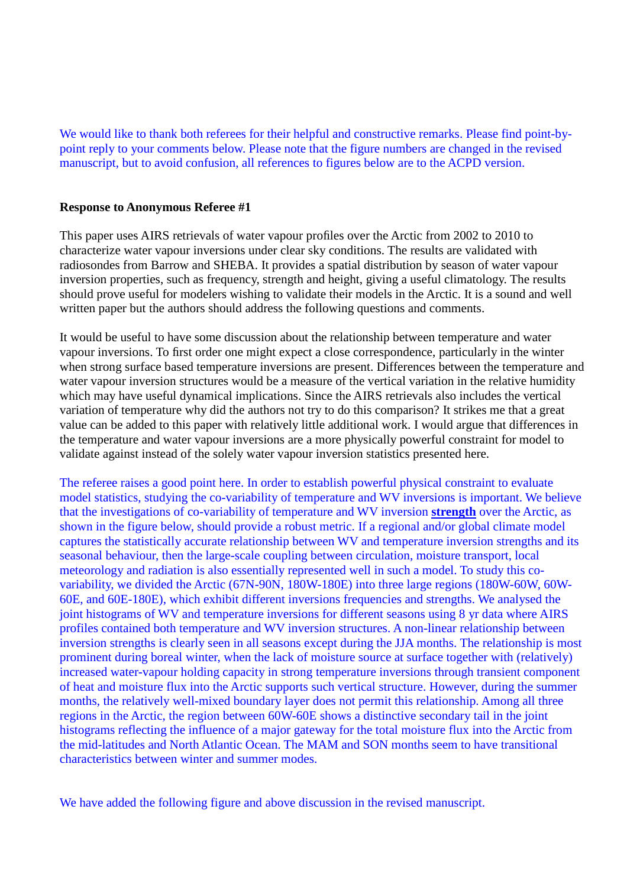We would like to thank both referees for their helpful and constructive remarks. Please find point-by-point reply to your comments below. Please note that the figure numbers are changed in the revised manuscript, but to avoid confusion, all references to figures below are to the ACPD version.

**Response to Anonymous Referee #1**

This paper uses AIRS retrievals of water vapour profiles over the Arctic from 2002 to 2010 to characterize water vapour inversions under clear sky conditions. The results are validated with radiosondes from Barrow and SHEBA. It provides a spatial distribution by season of water vapour inversion properties, such as frequency, strength and height, giving a useful climatology. The results should prove useful for modelers wishing to validate their models in the Arctic. It is a sound and well written paper but the authors should address the following questions and comments.

It would be useful to have some discussion about the relationship between temperature and water vapour inversions. To first order one might expect a close correspondence, particularly in the winter when strong surface based temperature inversions are present. Differences between the temperature and water vapour inversion structures would be a measure of the vertical variation in the relative humidity which may have useful dynamical implications. Since the AIRS retrievals also includes the vertical variation of temperature why did the authors not try to do this comparison? It strikes me that a great value can be added to this paper with relatively little additional work. I would argue that differences in the temperature and water vapour inversions are a more physically powerful constraint for model to validate against instead of the solely water vapour inversion statistics presented here.

The referee raises a good point here. In order to establish powerful physical constraint to evaluate model statistics, studying the co-variability of temperature and WV inversions is important. We believe that the investigations of co-variability of temperature and WV inversion **strength** over the Arctic, as shown in the figure below, should provide a robust metric. If a regional and/or global climate model captures the statistically accurate relationship between WV and temperature inversion strengths and its seasonal behaviour, then the large-scale coupling between circulation, moisture transport, local meteorology and radiation is also essentially represented well in such a model. To study this co-variability, we divided the Arctic (67N-90N, 180W-180E) into three large regions (180W-60W, 60W-60E, and 60E-180E), which exhibit different inversions frequencies and strengths. We analysed the joint histograms of WV and temperature inversions for different seasons using 8 yr data where AIRS profiles contained both temperature and WV inversion structures. A non-linear relationship between inversion strengths is clearly seen in all seasons except during the JJA months. The relationship is most prominent during boreal winter, when the lack of moisture source at surface together with (relatively) increased water-vapour holding capacity in strong temperature inversions through transient component of heat and moisture flux into the Arctic supports such vertical structure. However, during the summer months, the relatively well-mixed boundary layer does not permit this relationship. Among all three regions in the Arctic, the region between 60W-60E shows a distinctive secondary tail in the joint histograms reflecting the influence of a major gateway for the total moisture flux into the Arctic from the mid-latitudes and North Atlantic Ocean. The MAM and SON months seem to have transitional characteristics between winter and summer modes.

We have added the following figure and above discussion in the revised manuscript.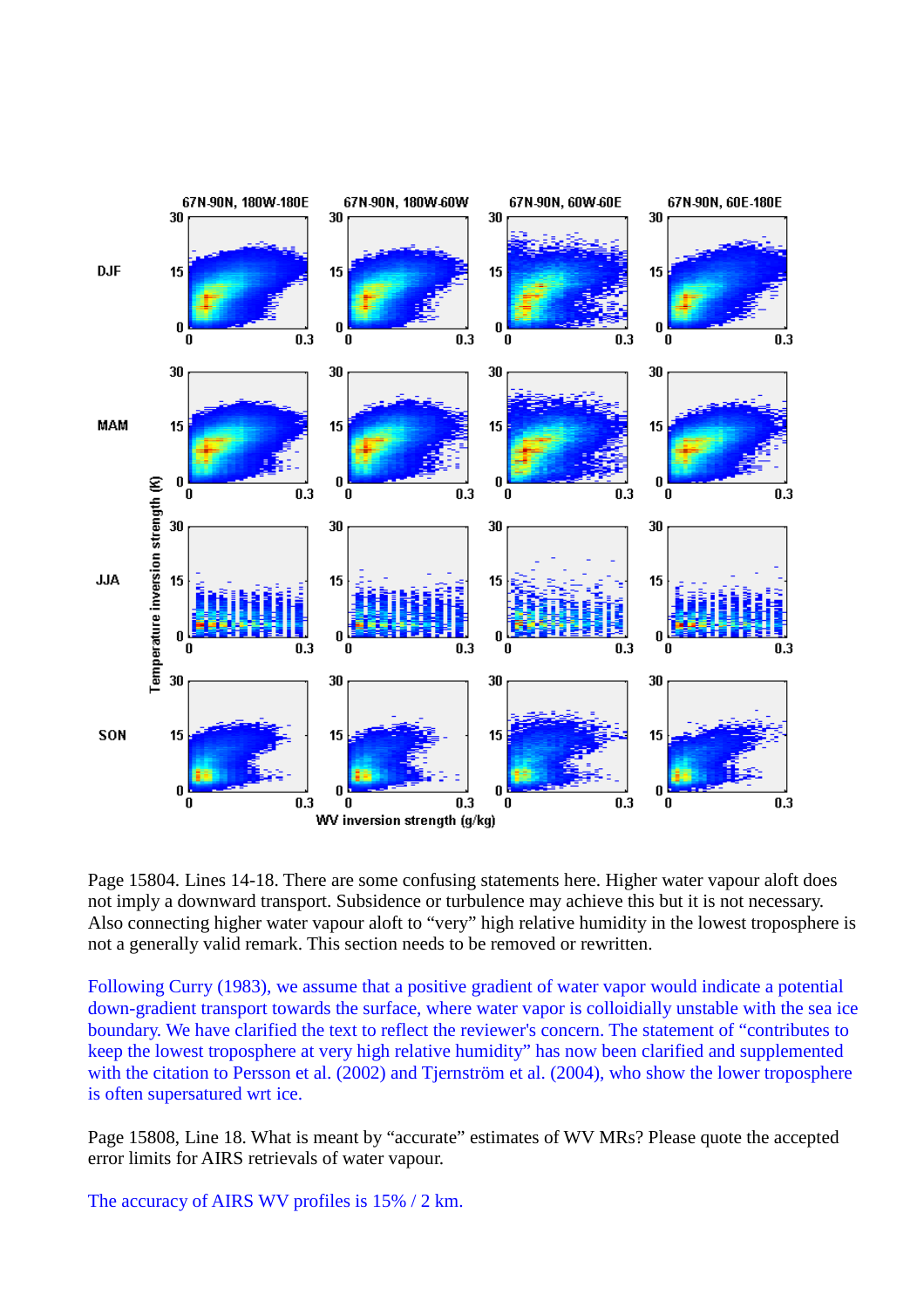Page 15804. Lines 14-18. There are some confusing statements here. Higher water vapour aloft does not imply a downward transport. Subsidence or turbulence may achieve this but it is not necessary. Also connecting higher water vapour aloft to “very” high relative humidity in the lowest troposphere is not a generally valid remark. This section needs to be removed or rewritten.

Following Curry (1983), we assume that a positive gradient of water vapor would indicate a potential down-gradient transport towards the surface, where water vapor is colloidially unstable with the sea ice boundary. We have clarified the text to reflect the reviewer's concern. The statement of “contributes to keep the lowest troposphere at very high relative humidity” has now been clarified and supplemented with the citation to Persson et al. (2002) and Tjernström et al. (2004), who show the lower troposphere is often supersatured wrt ice.

Page 15808, Line 18. What is meant by “accurate” estimates of WV MRs? Please quote the accepted error limits for AIRS retrievals of water vapour.

The accuracy of AIRS WV profiles is 15% / 2 km.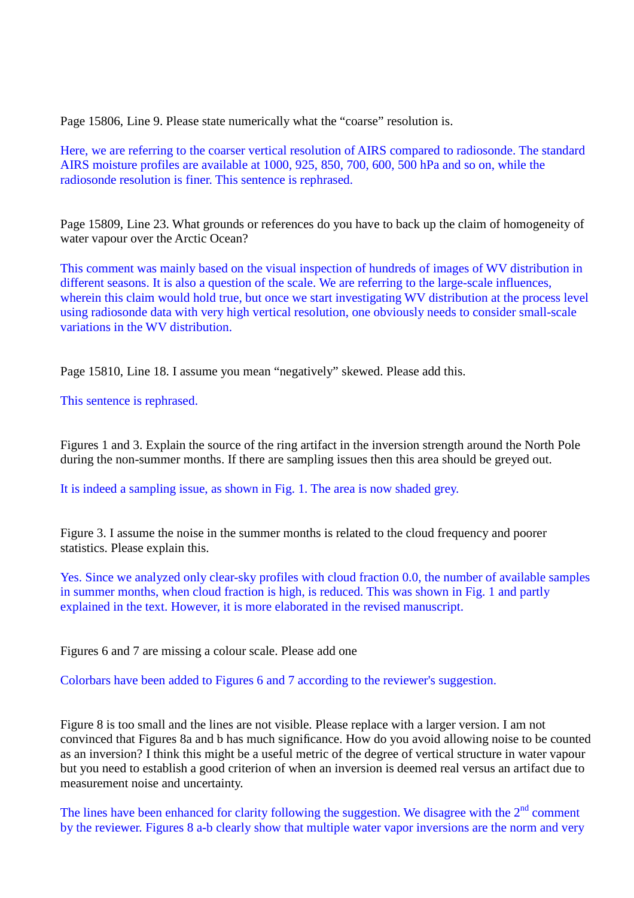Page 15806, Line 9. Please state numerically what the "coarse" resolution is.

Here, we are referring to the coarser vertical resolution of AIRS compared to radiosonde. The standard AIRS moisture profiles are available at 1000, 925, 850, 700, 600, 500 hPa and so on, while the radiosonde resolution is finer. This sentence is rephrased.

Page 15809, Line 23. What grounds or references do you have to back up the claim of homogeneity of water vapour over the Arctic Ocean?

This comment was mainly based on the visual inspection of hundreds of images of WV distribution in different seasons. It is also a question of the scale. We are referring to the large-scale influences, wherein this claim would hold true, but once we start investigating WV distribution at the process level using radiosonde data with very high vertical resolution, one obviously needs to consider small-scale variations in the WV distribution.

Page 15810, Line 18. I assume you mean "negatively" skewed. Please add this.

This sentence is rephrased.

Figures 1 and 3. Explain the source of the ring artifact in the inversion strength around the North Pole during the non-summer months. If there are sampling issues then this area should be greyed out.

It is indeed a sampling issue, as shown in Fig. 1. The area is now shaded grey.

Figure 3. I assume the noise in the summer months is related to the cloud frequency and poorer statistics. Please explain this.

Yes. Since we analyzed only clear-sky profiles with cloud fraction 0.0, the number of available samples in summer months, when cloud fraction is high, is reduced. This was shown in Fig. 1 and partly explained in the text. However, it is more elaborated in the revised manuscript.

Figures 6 and 7 are missing a colour scale. Please add one

Colorbars have been added to Figures 6 and 7 according to the reviewer's suggestion.

Figure 8 is too small and the lines are not visible. Please replace with a larger version. I am not convinced that Figures 8a and b has much significance. How do you avoid allowing noise to be counted as an inversion? I think this might be a useful metric of the degree of vertical structure in water vapour but you need to establish a good criterion of when an inversion is deemed real versus an artifact due to measurement noise and uncertainty.

The lines have been enhanced for clarity following the suggestion. We disagree with the 2nd comment by the reviewer. Figures 8 a-b clearly show that multiple water vapor inversions are the norm and very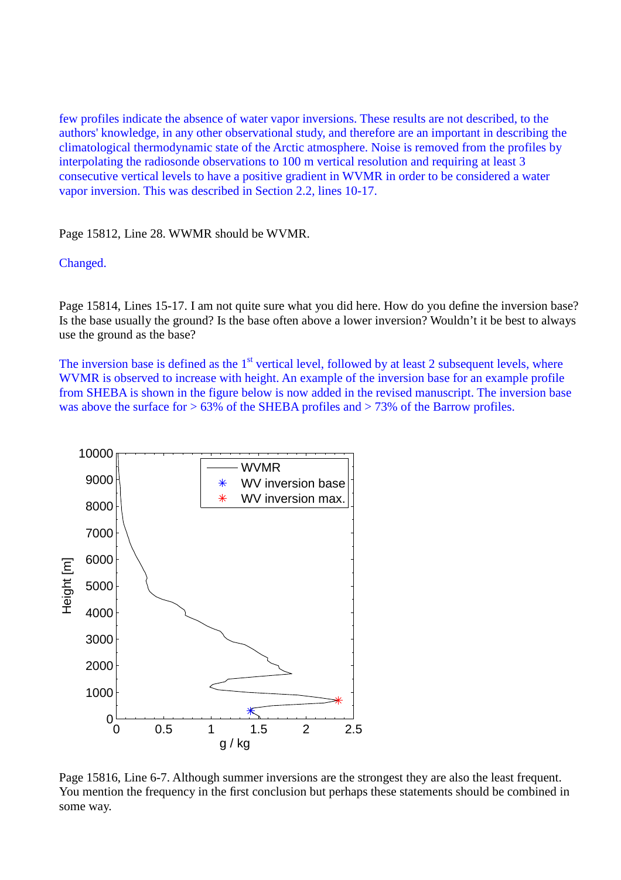few profiles indicate the absence of water vapor inversions. These results are not described, to the authors' knowledge, in any other observational study, and therefore are an important in describing the climatological thermodynamic state of the Arctic atmosphere. Noise is removed from the profiles by interpolating the radiosonde observations to 100 m vertical resolution and requiring at least 3 consecutive vertical levels to have a positive gradient in WVMR in order to be considered a water vapor inversion. This was described in Section 2.2, lines 10-17.

Page 15812, Line 28. WWMR should be WVMR.

Changed.

Page 15814, Lines 15-17. I am not quite sure what you did here. How do you define the inversion base? Is the base usually the ground? Is the base often above a lower inversion? Wouldn't it be best to always use the ground as the base?

The inversion base is defined as the 1st vertical level, followed by at least 2 subsequent levels, where WVMR is observed to increase with height. An example of the inversion base for an example profile from SHEBA is shown in the figure below is now added in the revised manuscript. The inversion base was above the surface for > 63% of the SHEBA profiles and > 73% of the Barrow profiles.

Page 15816, Line 6-7. Although summer inversions are the strongest they are also the least frequent. You mention the frequency in the first conclusion but perhaps these statements should be combined in some way.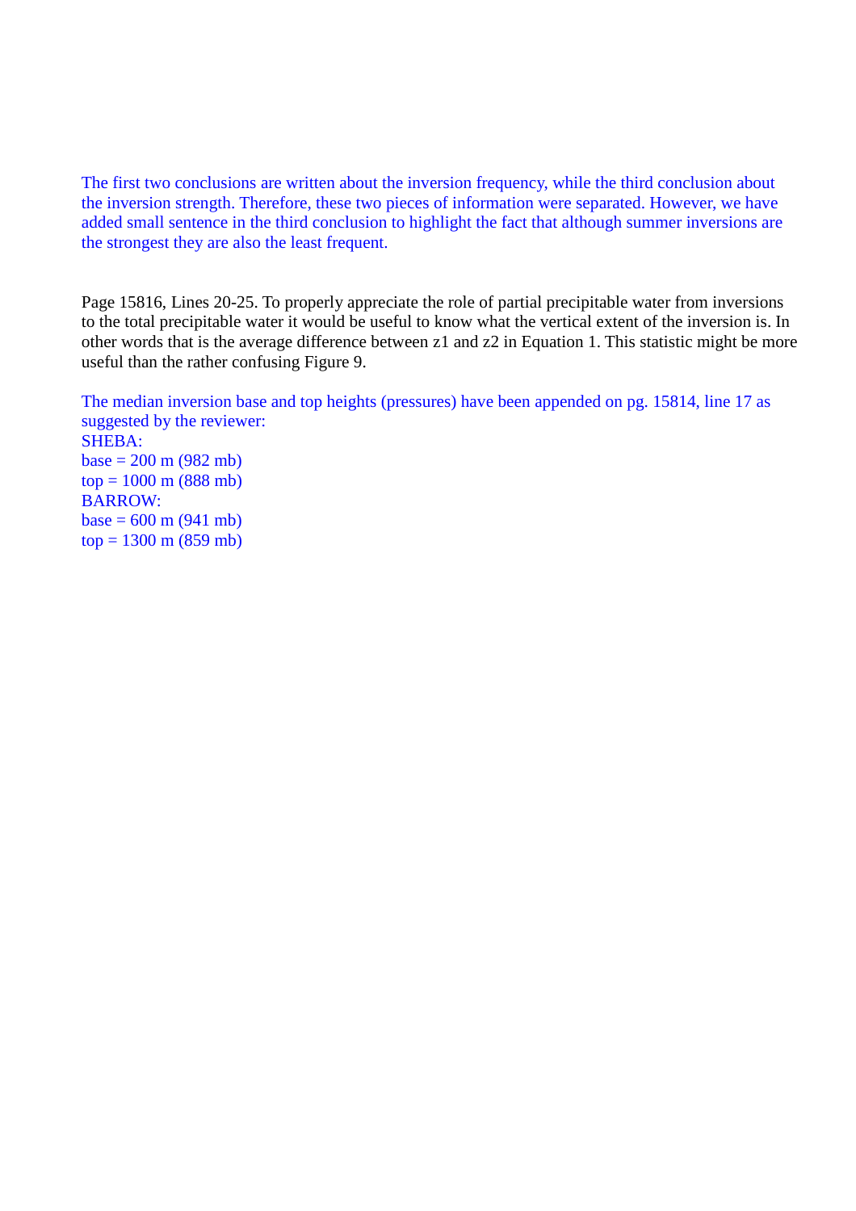The first two conclusions are written about the inversion frequency, while the third conclusion about the inversion strength. Therefore, these two pieces of information were separated. However, we have added small sentence in the third conclusion to highlight the fact that although summer inversions are the strongest they are also the least frequent.

Page 15816, Lines 20-25. To properly appreciate the role of partial precipitable water from inversions to the total precipitable water it would be useful to know what the vertical extent of the inversion is. In other words that is the average difference between z1 and z2 in Equation 1. This statistic might be more useful than the rather confusing Figure 9.

The median inversion base and top heights (pressures) have been appended on pg. 15814, line 17 as suggested by the reviewer:
SHEBA:
base = 200 m (982 mb)
top = 1000 m (888 mb)
BARROW:
base = 600 m (941 mb)
top = 1300 m (859 mb)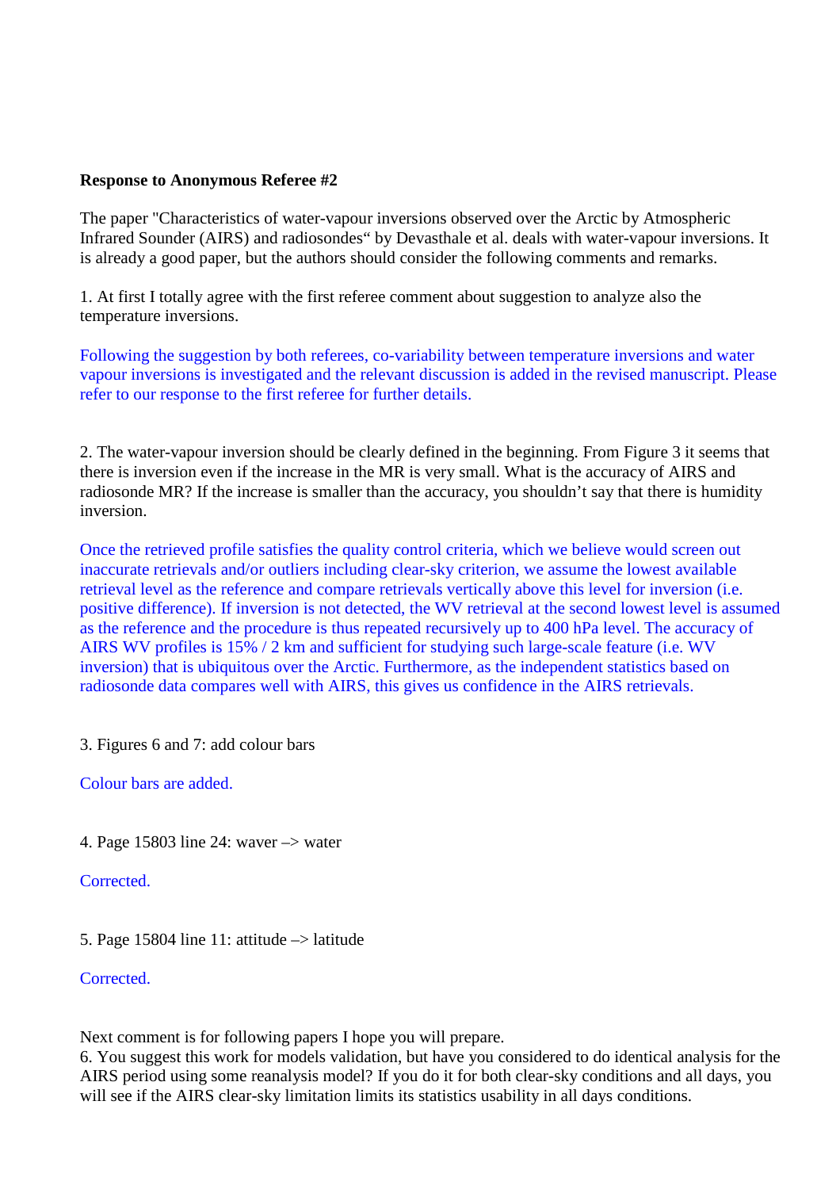**Response to Anonymous Referee #2**

The paper "Characteristics of water-vapour inversions observed over the Arctic by Atmospheric Infrared Sounder (AIRS) and radiosondes" by Devasthale et al. deals with water-vapour inversions. It is already a good paper, but the authors should consider the following comments and remarks.

1. At first I totally agree with the first referee comment about suggestion to analyze also the temperature inversions.

Following the suggestion by both referees, co-variability between temperature inversions and water vapour inversions is investigated and the relevant discussion is added in the revised manuscript. Please refer to our response to the first referee for further details.

2. The water-vapour inversion should be clearly defined in the beginning. From Figure 3 it seems that there is inversion even if the increase in the MR is very small. What is the accuracy of AIRS and radiosonde MR? If the increase is smaller than the accuracy, you shouldn't say that there is humidity inversion.

Once the retrieved profile satisfies the quality control criteria, which we believe would screen out inaccurate retrievals and/or outliers including clear-sky criterion, we assume the lowest available retrieval level as the reference and compare retrievals vertically above this level for inversion (i.e. positive difference). If inversion is not detected, the WV retrieval at the second lowest level is assumed as the reference and the procedure is thus repeated recursively up to 400 hPa level. The accuracy of AIRS WV profiles is 15% / 2 km and sufficient for studying such large-scale feature (i.e. WV inversion) that is ubiquitous over the Arctic. Furthermore, as the independent statistics based on radiosonde data compares well with AIRS, this gives us confidence in the AIRS retrievals.

3. Figures 6 and 7: add colour bars

Colour bars are added.

4. Page 15803 line 24: waver –> water

Corrected.

5. Page 15804 line 11: attitude –> latitude

Corrected.

Next comment is for following papers I hope you will prepare.

6. You suggest this work for models validation, but have you considered to do identical analysis for the AIRS period using some reanalysis model? If you do it for both clear-sky conditions and all days, you will see if the AIRS clear-sky limitation limits its statistics usability in all days conditions.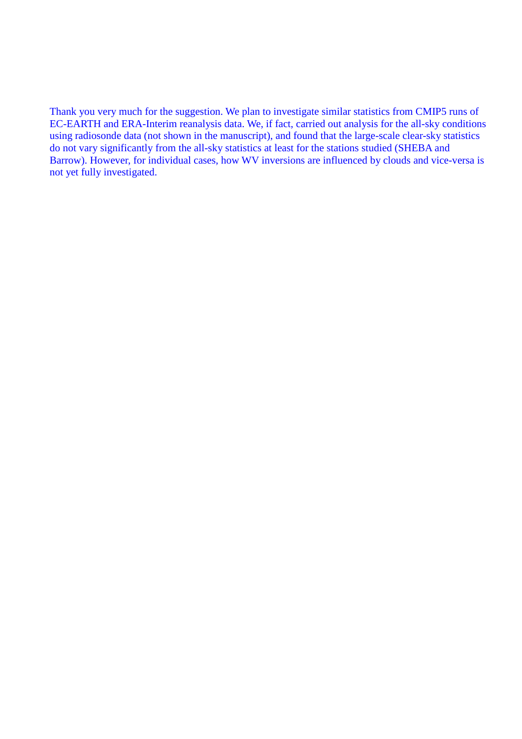Thank you very much for the suggestion. We plan to investigate similar statistics from CMIP5 runs of EC-EARTH and ERA-Interim reanalysis data. We, if fact, carried out analysis for the all-sky conditions using radiosonde data (not shown in the manuscript), and found that the large-scale clear-sky statistics do not vary significantly from the all-sky statistics at least for the stations studied (SHEBA and Barrow). However, for individual cases, how WV inversions are influenced by clouds and vice-versa is not yet fully investigated.